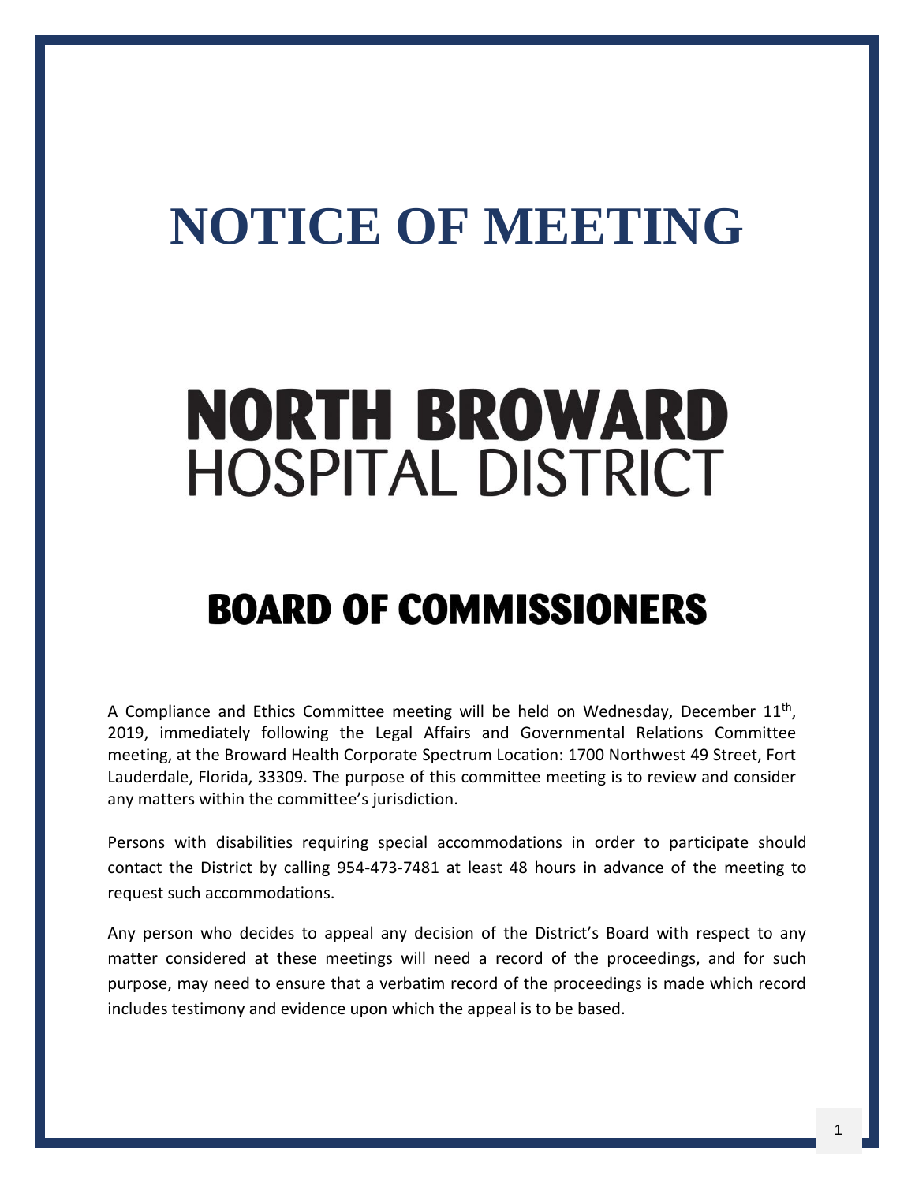# NOTICE OF MEETING

# NORTH BROWARD
## HOSPITAL DISTRICT

## BOARD OF COMMISSIONERS

A Compliance and Ethics Committee meeting will be held on Wednesday, December 11th, 2019, immediately following the Legal Affairs and Governmental Relations Committee meeting, at the Broward Health Corporate Spectrum Location: 1700 Northwest 49 Street, Fort Lauderdale, Florida, 33309. The purpose of this committee meeting is to review and consider any matters within the committee's jurisdiction.

Persons with disabilities requiring special accommodations in order to participate should contact the District by calling 954-473-7481 at least 48 hours in advance of the meeting to request such accommodations.

Any person who decides to appeal any decision of the District's Board with respect to any matter considered at these meetings will need a record of the proceedings, and for such purpose, may need to ensure that a verbatim record of the proceedings is made which record includes testimony and evidence upon which the appeal is to be based.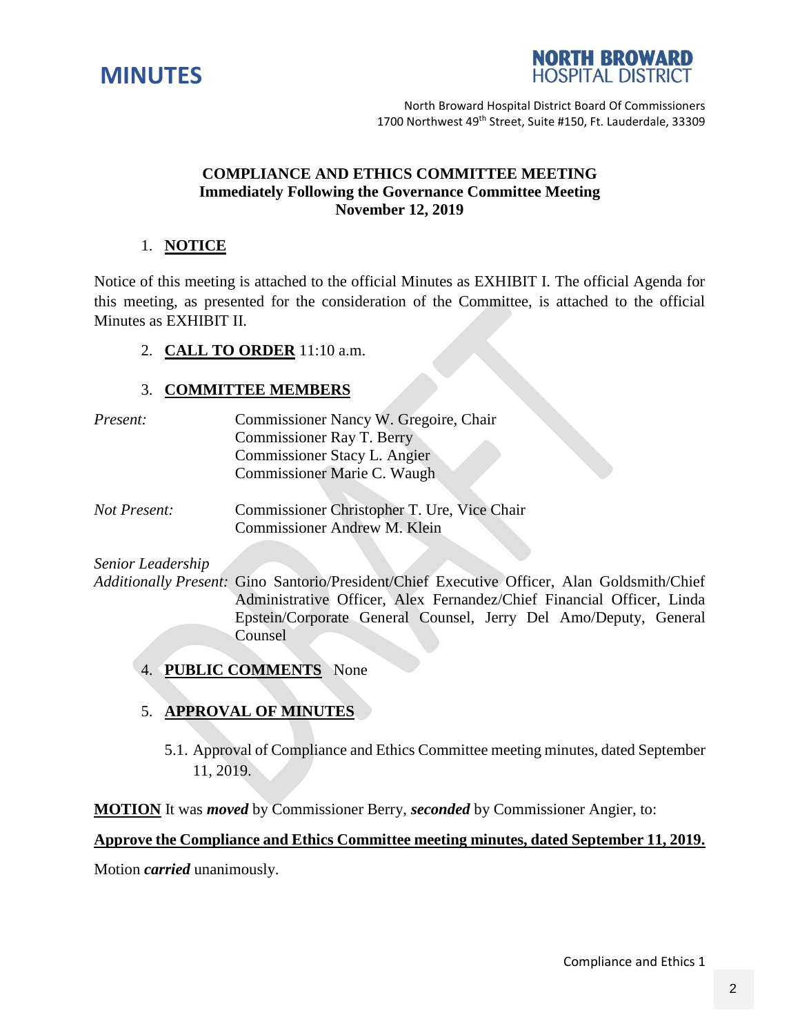# MINUTES

**NORTH BROWARD HOSPITAL DISTRICT**

North Broward Hospital District Board Of Commissioners
1700 Northwest 49th Street, Suite #150, Ft. Lauderdale, 33309

**COMPLIANCE AND ETHICS COMMITTEE MEETING**
**Immediately Following the Governance Committee Meeting**
**November 12, 2019**

1. **NOTICE**

Notice of this meeting is attached to the official Minutes as EXHIBIT I. The official Agenda for this meeting, as presented for the consideration of the Committee, is attached to the official Minutes as EXHIBIT II.

2. **CALL TO ORDER** 11:10 a.m.

3. **COMMITTEE MEMBERS**

*Present:* Commissioner Nancy W. Gregoire, Chair
Commissioner Ray T. Berry
Commissioner Stacy L. Angier
Commissioner Marie C. Waugh

*Not Present:* Commissioner Christopher T. Ure, Vice Chair
Commissioner Andrew M. Klein

*Senior Leadership*
*Additionally Present:* Gino Santorio/President/Chief Executive Officer, Alan Goldsmith/Chief Administrative Officer, Alex Fernandez/Chief Financial Officer, Linda Epstein/Corporate General Counsel, Jerry Del Amo/Deputy, General Counsel

4. **PUBLIC COMMENTS** None

5. **APPROVAL OF MINUTES**

5.1. Approval of Compliance and Ethics Committee meeting minutes, dated September 11, 2019.

**MOTION** It was ***moved*** by Commissioner Berry, ***seconded*** by Commissioner Angier, to:

**Approve the Compliance and Ethics Committee meeting minutes, dated September 11, 2019.**

Motion ***carried*** unanimously.

Compliance and Ethics 1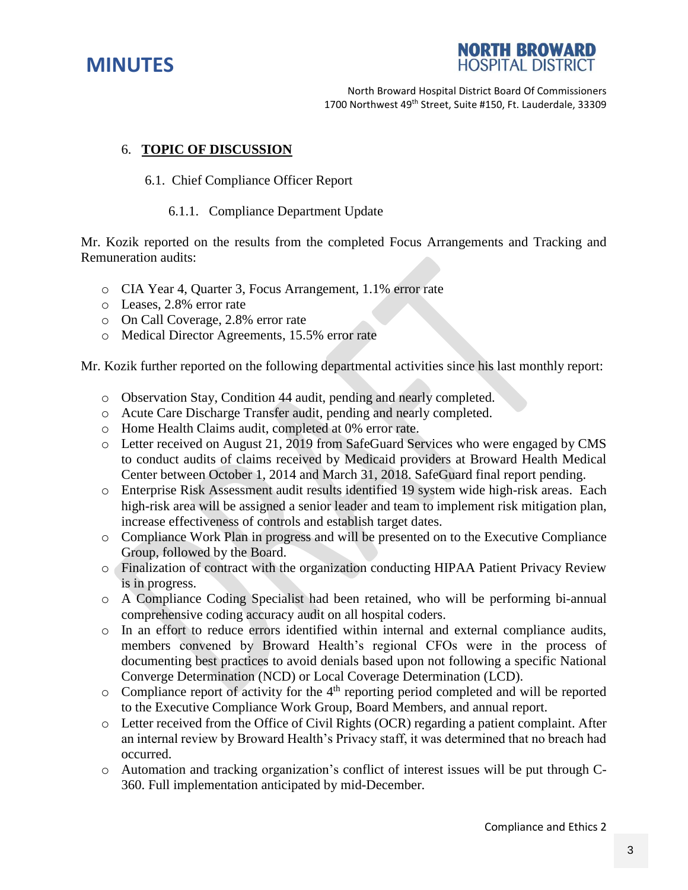## 6. TOPIC OF DISCUSSION

### 6.1. Chief Compliance Officer Report

#### 6.1.1. Compliance Department Update

Mr. Kozik reported on the results from the completed Focus Arrangements and Tracking and Remuneration audits:

- CIA Year 4, Quarter 3, Focus Arrangement, 1.1% error rate
- Leases, 2.8% error rate
- On Call Coverage, 2.8% error rate
- Medical Director Agreements, 15.5% error rate

Mr. Kozik further reported on the following departmental activities since his last monthly report:

- Observation Stay, Condition 44 audit, pending and nearly completed.
- Acute Care Discharge Transfer audit, pending and nearly completed.
- Home Health Claims audit, completed at 0% error rate.
- Letter received on August 21, 2019 from SafeGuard Services who were engaged by CMS to conduct audits of claims received by Medicaid providers at Broward Health Medical Center between October 1, 2014 and March 31, 2018. SafeGuard final report pending.
- Enterprise Risk Assessment audit results identified 19 system wide high-risk areas. Each high-risk area will be assigned a senior leader and team to implement risk mitigation plan, increase effectiveness of controls and establish target dates.
- Compliance Work Plan in progress and will be presented on to the Executive Compliance Group, followed by the Board.
- Finalization of contract with the organization conducting HIPAA Patient Privacy Review is in progress.
- A Compliance Coding Specialist had been retained, who will be performing bi-annual comprehensive coding accuracy audit on all hospital coders.
- In an effort to reduce errors identified within internal and external compliance audits, members convened by Broward Health's regional CFOs were in the process of documenting best practices to avoid denials based upon not following a specific National Converge Determination (NCD) or Local Coverage Determination (LCD).
- Compliance report of activity for the 4th reporting period completed and will be reported to the Executive Compliance Work Group, Board Members, and annual report.
- Letter received from the Office of Civil Rights (OCR) regarding a patient complaint. After an internal review by Broward Health's Privacy staff, it was determined that no breach had occurred.
- Automation and tracking organization's conflict of interest issues will be put through C-360. Full implementation anticipated by mid-December.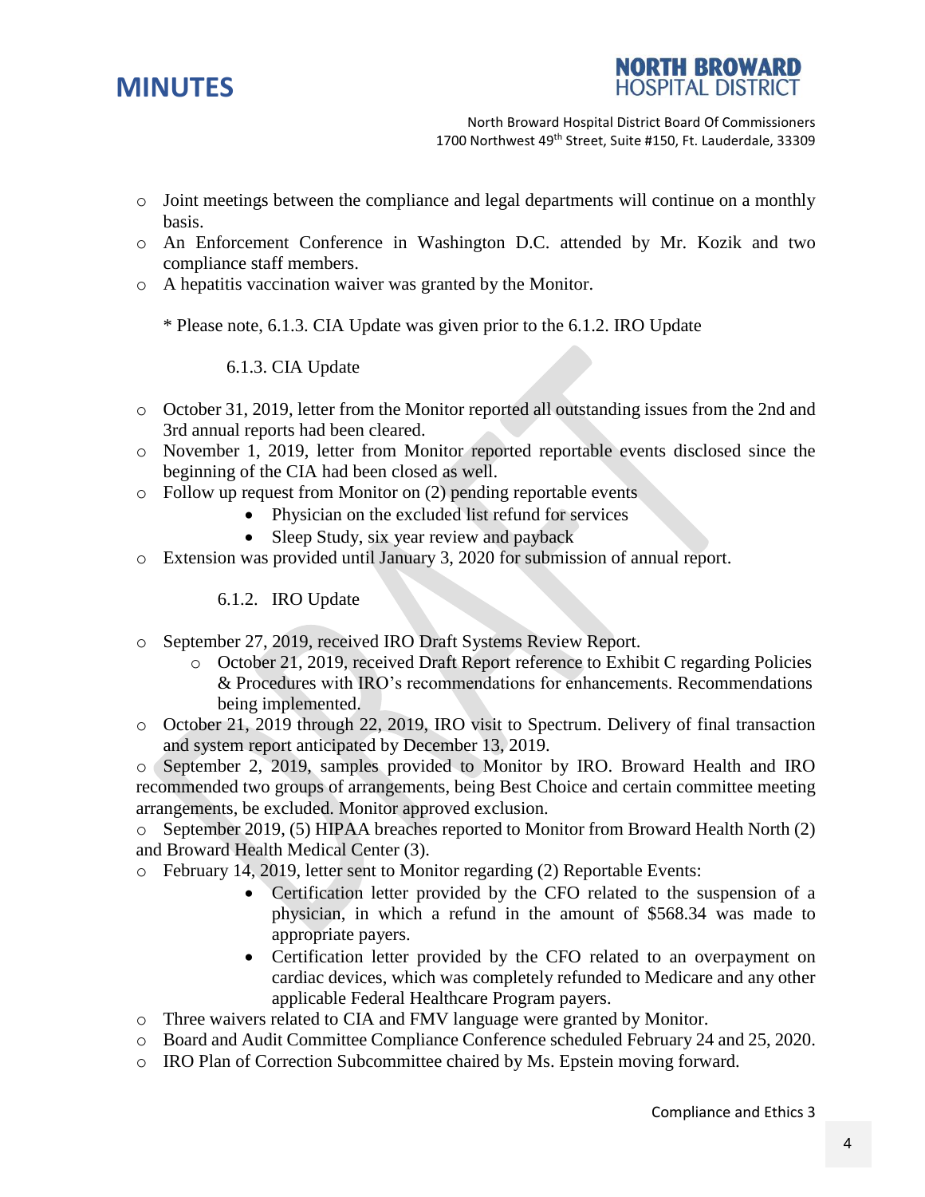- Joint meetings between the compliance and legal departments will continue on a monthly basis.
- An Enforcement Conference in Washington D.C. attended by Mr. Kozik and two compliance staff members.
- A hepatitis vaccination waiver was granted by the Monitor.

\* Please note, 6.1.3. CIA Update was given prior to the 6.1.2. IRO Update

6.1.3. CIA Update

- October 31, 2019, letter from the Monitor reported all outstanding issues from the 2nd and 3rd annual reports had been cleared.
- November 1, 2019, letter from Monitor reported reportable events disclosed since the beginning of the CIA had been closed as well.
- Follow up request from Monitor on (2) pending reportable events
  - Physician on the excluded list refund for services
  - Sleep Study, six year review and payback
- Extension was provided until January 3, 2020 for submission of annual report.

6.1.2. IRO Update

- September 27, 2019, received IRO Draft Systems Review Report.
  - October 21, 2019, received Draft Report reference to Exhibit C regarding Policies & Procedures with IRO's recommendations for enhancements. Recommendations being implemented.
- October 21, 2019 through 22, 2019, IRO visit to Spectrum. Delivery of final transaction and system report anticipated by December 13, 2019.
- September 2, 2019, samples provided to Monitor by IRO. Broward Health and IRO recommended two groups of arrangements, being Best Choice and certain committee meeting arrangements, be excluded. Monitor approved exclusion.
- September 2019, (5) HIPAA breaches reported to Monitor from Broward Health North (2) and Broward Health Medical Center (3).
- February 14, 2019, letter sent to Monitor regarding (2) Reportable Events:
  - Certification letter provided by the CFO related to the suspension of a physician, in which a refund in the amount of $568.34 was made to appropriate payers.
  - Certification letter provided by the CFO related to an overpayment on cardiac devices, which was completely refunded to Medicare and any other applicable Federal Healthcare Program payers.
- Three waivers related to CIA and FMV language were granted by Monitor.
- Board and Audit Committee Compliance Conference scheduled February 24 and 25, 2020.
- IRO Plan of Correction Subcommittee chaired by Ms. Epstein moving forward.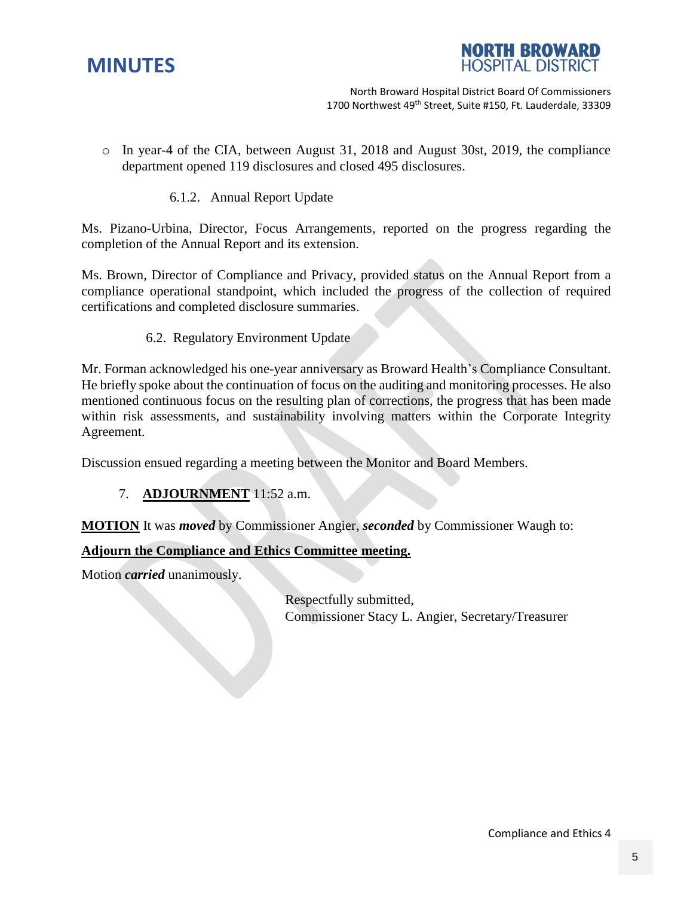- In year-4 of the CIA, between August 31, 2018 and August 30st, 2019, the compliance department opened 119 disclosures and closed 495 disclosures.

6.1.2. Annual Report Update

Ms. Pizano-Urbina, Director, Focus Arrangements, reported on the progress regarding the completion of the Annual Report and its extension.

Ms. Brown, Director of Compliance and Privacy, provided status on the Annual Report from a compliance operational standpoint, which included the progress of the collection of required certifications and completed disclosure summaries.

6.2. Regulatory Environment Update

Mr. Forman acknowledged his one-year anniversary as Broward Health's Compliance Consultant. He briefly spoke about the continuation of focus on the auditing and monitoring processes. He also mentioned continuous focus on the resulting plan of corrections, the progress that has been made within risk assessments, and sustainability involving matters within the Corporate Integrity Agreement.

Discussion ensued regarding a meeting between the Monitor and Board Members.

7. **ADJOURNMENT** 11:52 a.m.

**MOTION** It was ***moved*** by Commissioner Angier, ***seconded*** by Commissioner Waugh to:

**Adjourn the Compliance and Ethics Committee meeting.**

Motion ***carried*** unanimously.

Respectfully submitted,
Commissioner Stacy L. Angier, Secretary/Treasurer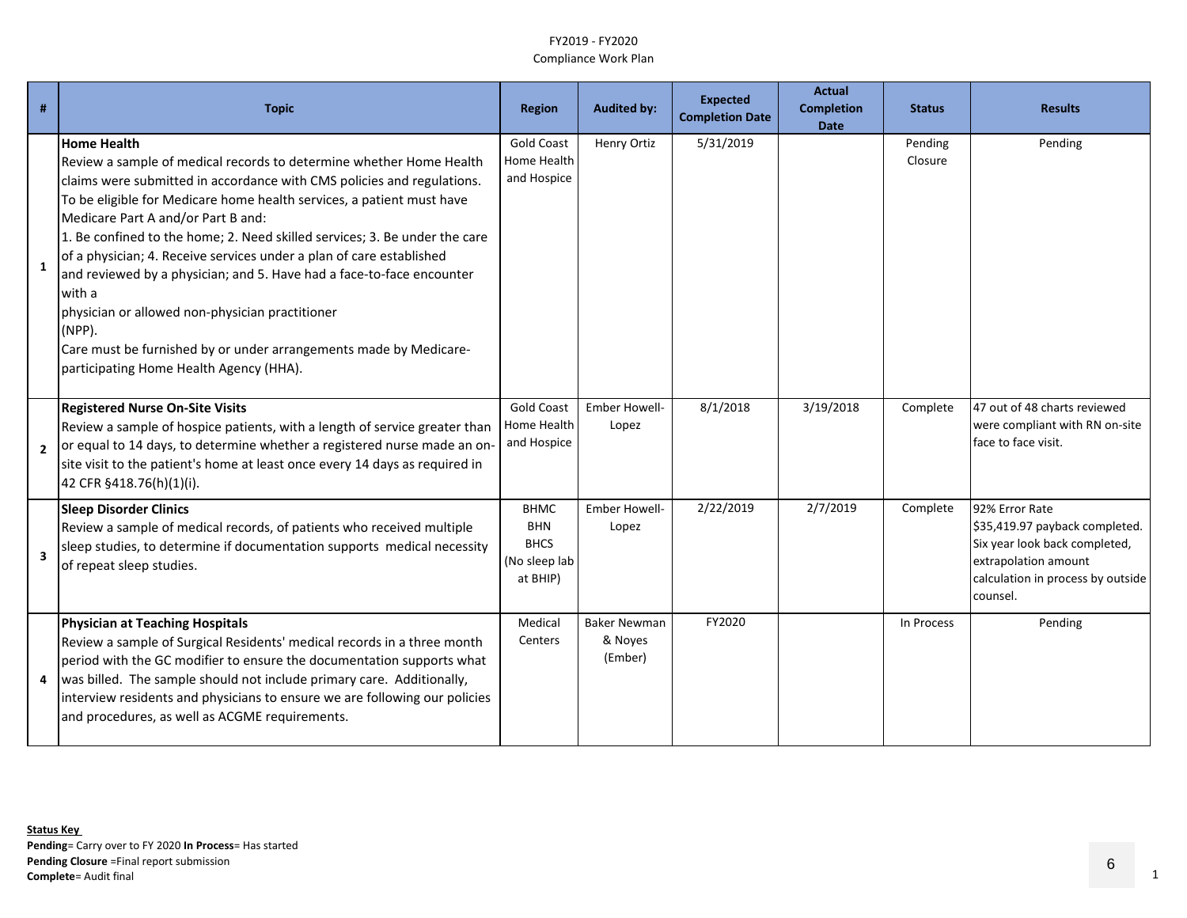FY2019 - FY2020
Compliance Work Plan

| # | Topic | Region | Audited by: | Expected Completion Date | Actual Completion Date | Status | Results |
|---|---|---|---|---|---|---|---|
| 1 | **Home Health**<br>Review a sample of medical records to determine whether Home Health claims were submitted in accordance with CMS policies and regulations. To be eligible for Medicare home health services, a patient must have Medicare Part A and/or Part B and:<br>1. Be confined to the home; 2. Need skilled services; 3. Be under the care of a physician; 4. Receive services under a plan of care established and reviewed by a physician; and 5. Have had a face-to-face encounter with a physician or allowed non-physician practitioner (NPP).<br>Care must be furnished by or under arrangements made by Medicare-participating Home Health Agency (HHA). | Gold Coast Home Health and Hospice | Henry Ortiz | 5/31/2019 | | Pending Closure | Pending |
| 2 | **Registered Nurse On-Site Visits**<br>Review a sample of hospice patients, with a length of service greater than or equal to 14 days, to determine whether a registered nurse made an on-site visit to the patient's home at least once every 14 days as required in 42 CFR §418.76(h)(1)(i). | Gold Coast Home Health and Hospice | Ember Howell-Lopez | 8/1/2018 | 3/19/2018 | Complete | 47 out of 48 charts reviewed were compliant with RN on-site face to face visit. |
| 3 | **Sleep Disorder Clinics**<br>Review a sample of medical records, of patients who received multiple sleep studies, to determine if documentation supports medical necessity of repeat sleep studies. | BHMC<br>BHN<br>BHCS<br>(No sleep lab at BHIP) | Ember Howell-Lopez | 2/22/2019 | 2/7/2019 | Complete | 92% Error Rate<br>$35,419.97 payback completed. Six year look back completed, extrapolation amount calculation in process by outside counsel. |
| 4 | **Physician at Teaching Hospitals**<br>Review a sample of Surgical Residents' medical records in a three month period with the GC modifier to ensure the documentation supports what was billed. The sample should not include primary care. Additionally, interview residents and physicians to ensure we are following our policies and procedures, as well as ACGME requirements. | Medical Centers | Baker Newman & Noyes (Ember) | FY2020 | | In Process | Pending |

**Status Key**
**Pending**= Carry over to FY 2020 **In Process**= Has started
**Pending Closure** =Final report submission
**Complete**= Audit final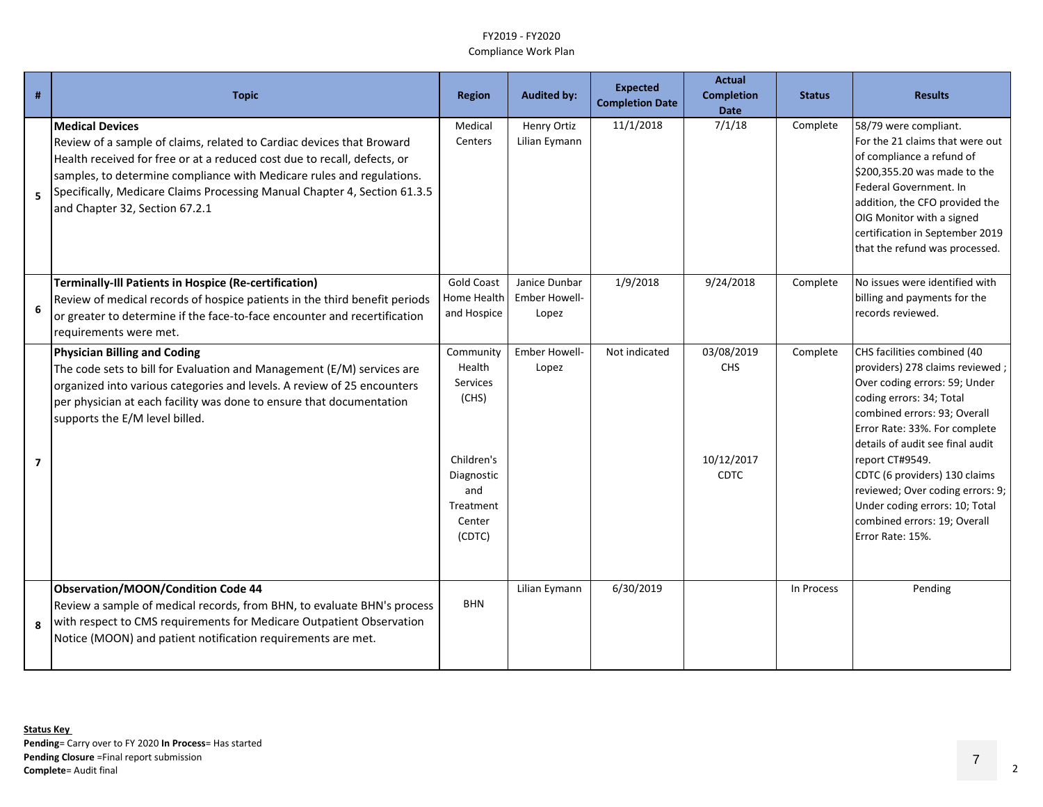FY2019 - FY2020
Compliance Work Plan

| # | Topic | Region | Audited by: | Expected Completion Date | Actual Completion Date | Status | Results |
|---|---|---|---|---|---|---|---|
| 5 | **Medical Devices**<br>Review of a sample of claims, related to Cardiac devices that Broward Health received for free or at a reduced cost due to recall, defects, or samples, to determine compliance with Medicare rules and regulations. Specifically, Medicare Claims Processing Manual Chapter 4, Section 61.3.5 and Chapter 32, Section 67.2.1 | Medical Centers | Henry Ortiz<br>Lilian Eymann | 11/1/2018 | 7/1/18 | Complete | 58/79 were compliant.<br>For the 21 claims that were out of compliance a refund of $200,355.20 was made to the Federal Government. In addition, the CFO provided the OIG Monitor with a signed certification in September 2019 that the refund was processed. |
| 6 | **Terminally-Ill Patients in Hospice (Re-certification)**<br>Review of medical records of hospice patients in the third benefit periods or greater to determine if the face-to-face encounter and recertification requirements were met. | Gold Coast Home Health and Hospice | Janice Dunbar<br>Ember Howell-Lopez | 1/9/2018 | 9/24/2018 | Complete | No issues were identified with billing and payments for the records reviewed. |
| 7 | **Physician Billing and Coding**<br>The code sets to bill for Evaluation and Management (E/M) services are organized into various categories and levels. A review of 25 encounters per physician at each facility was done to ensure that documentation supports the E/M level billed. | Community Health Services (CHS)<br><br>Children's Diagnostic and Treatment Center (CDTC) | Ember Howell-Lopez | Not indicated | 03/08/2019 CHS<br><br>10/12/2017 CDTC | Complete | CHS facilities combined (40 providers) 278 claims reviewed ; Over coding errors: 59; Under coding errors: 34; Total combined errors: 93; Overall Error Rate: 33%. For complete details of audit see final audit report CT#9549.<br>CDTC (6 providers) 130 claims reviewed; Over coding errors: 9; Under coding errors: 10; Total combined errors: 19; Overall Error Rate: 15%. |
| 8 | **Observation/MOON/Condition Code 44**<br>Review a sample of medical records, from BHN, to evaluate BHN's process with respect to CMS requirements for Medicare Outpatient Observation Notice (MOON) and patient notification requirements are met. | BHN | Lilian Eymann | 6/30/2019 | | In Process | Pending |

**Status Key**
**Pending**= Carry over to FY 2020 **In Process**= Has started
**Pending Closure** =Final report submission
**Complete**= Audit final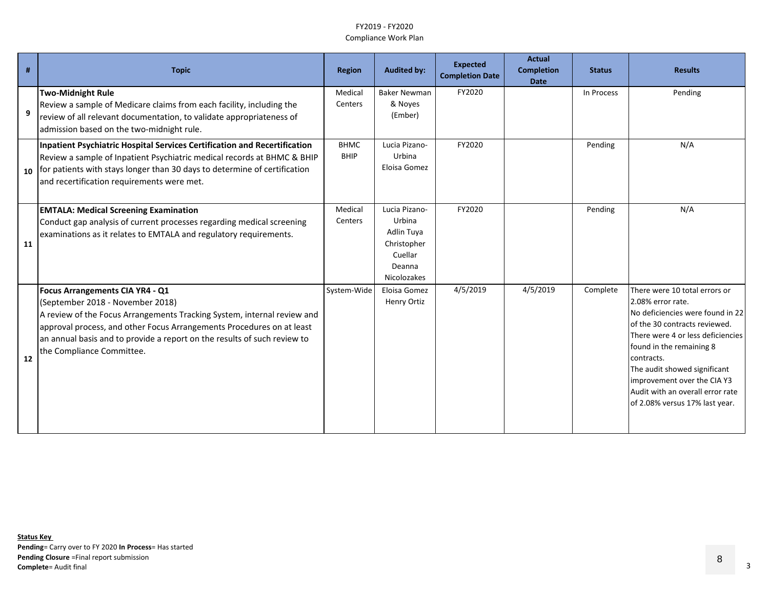FY2019 - FY2020
Compliance Work Plan

| # | Topic | Region | Audited by: | Expected Completion Date | Actual Completion Date | Status | Results |
|---|---|---|---|---|---|---|---|
| 9 | **Two-Midnight Rule**<br>Review a sample of Medicare claims from each facility, including the review of all relevant documentation, to validate appropriateness of admission based on the two-midnight rule. | Medical Centers | Baker Newman & Noyes (Ember) | FY2020 | | In Process | Pending |
| 10 | **Inpatient Psychiatric Hospital Services Certification and Recertification**<br>Review a sample of Inpatient Psychiatric medical records at BHMC & BHIP for patients with stays longer than 30 days to determine of certification and recertification requirements were met. | BHMC BHIP | Lucia Pizano-Urbina Eloisa Gomez | FY2020 | | Pending | N/A |
| 11 | **EMTALA: Medical Screening Examination**<br>Conduct gap analysis of current processes regarding medical screening examinations as it relates to EMTALA and regulatory requirements. | Medical Centers | Lucia Pizano-Urbina Adlin Tuya Christopher Cuellar Deanna Nicolozakes | FY2020 | | Pending | N/A |
| 12 | **Focus Arrangements CIA YR4 - Q1**<br>(September 2018 - November 2018)<br>A review of the Focus Arrangements Tracking System, internal review and approval process, and other Focus Arrangements Procedures on at least an annual basis and to provide a report on the results of such review to the Compliance Committee. | System-Wide | Eloisa Gomez Henry Ortiz | 4/5/2019 | 4/5/2019 | Complete | There were 10 total errors or 2.08% error rate.<br>No deficiencies were found in 22 of the 30 contracts reviewed. There were 4 or less deficiencies found in the remaining 8 contracts.<br>The audit showed significant improvement over the CIA Y3 Audit with an overall error rate of 2.08% versus 17% last year. |

**Status Key**
**Pending**= Carry over to FY 2020 **In Process**= Has started
**Pending Closure** =Final report submission
**Complete**= Audit final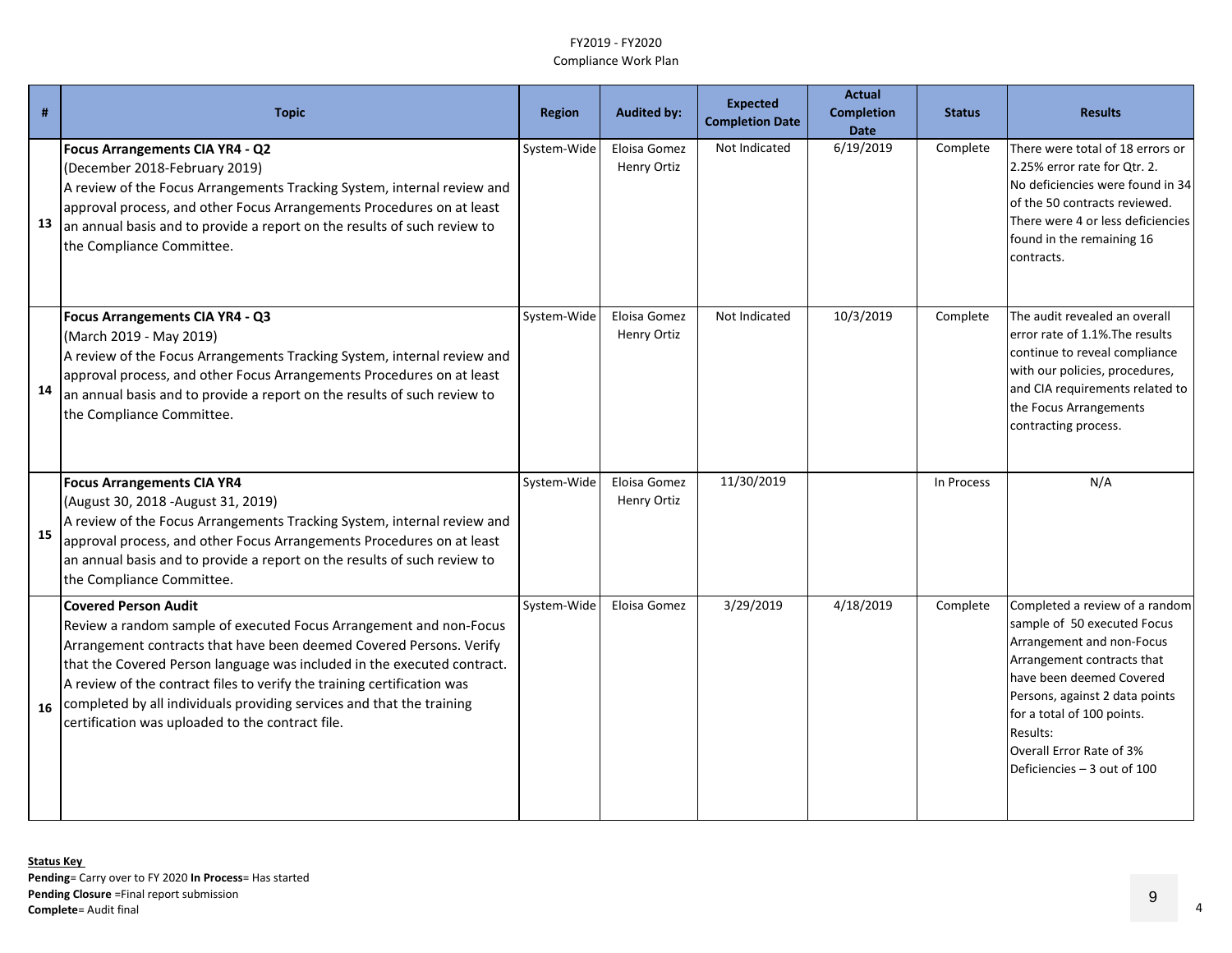FY2019 - FY2020
Compliance Work Plan

| # | Topic | Region | Audited by: | Expected Completion Date | Actual Completion Date | Status | Results |
|---|---|---|---|---|---|---|---|
| 13 | **Focus Arrangements CIA YR4 - Q2**<br>(December 2018-February 2019)<br>A review of the Focus Arrangements Tracking System, internal review and approval process, and other Focus Arrangements Procedures on at least an annual basis and to provide a report on the results of such review to the Compliance Committee. | System-Wide | Eloisa Gomez<br>Henry Ortiz | Not Indicated | 6/19/2019 | Complete | There were total of 18 errors or 2.25% error rate for Qtr. 2. No deficiencies were found in 34 of the 50 contracts reviewed. There were 4 or less deficiencies found in the remaining 16 contracts. |
| 14 | **Focus Arrangements CIA YR4 - Q3**<br>(March 2019 - May 2019)<br>A review of the Focus Arrangements Tracking System, internal review and approval process, and other Focus Arrangements Procedures on at least an annual basis and to provide a report on the results of such review to the Compliance Committee. | System-Wide | Eloisa Gomez<br>Henry Ortiz | Not Indicated | 10/3/2019 | Complete | The audit revealed an overall error rate of 1.1%.The results continue to reveal compliance with our policies, procedures, and CIA requirements related to the Focus Arrangements contracting process. |
| 15 | **Focus Arrangements CIA YR4**<br>(August 30, 2018 -August 31, 2019)<br>A review of the Focus Arrangements Tracking System, internal review and approval process, and other Focus Arrangements Procedures on at least an annual basis and to provide a report on the results of such review to the Compliance Committee. | System-Wide | Eloisa Gomez<br>Henry Ortiz | 11/30/2019 | | In Process | N/A |
| 16 | **Covered Person Audit**<br>Review a random sample of executed Focus Arrangement and non-Focus Arrangement contracts that have been deemed Covered Persons. Verify that the Covered Person language was included in the executed contract. A review of the contract files to verify the training certification was completed by all individuals providing services and that the training certification was uploaded to the contract file. | System-Wide | Eloisa Gomez | 3/29/2019 | 4/18/2019 | Complete | Completed a review of a random sample of 50 executed Focus Arrangement and non-Focus Arrangement contracts that have been deemed Covered Persons, against 2 data points for a total of 100 points.<br>Results:<br>Overall Error Rate of 3%<br>Deficiencies – 3 out of 100 |

**Status Key**
**Pending**= Carry over to FY 2020 **In Process**= Has started
**Pending Closure** =Final report submission
**Complete**= Audit final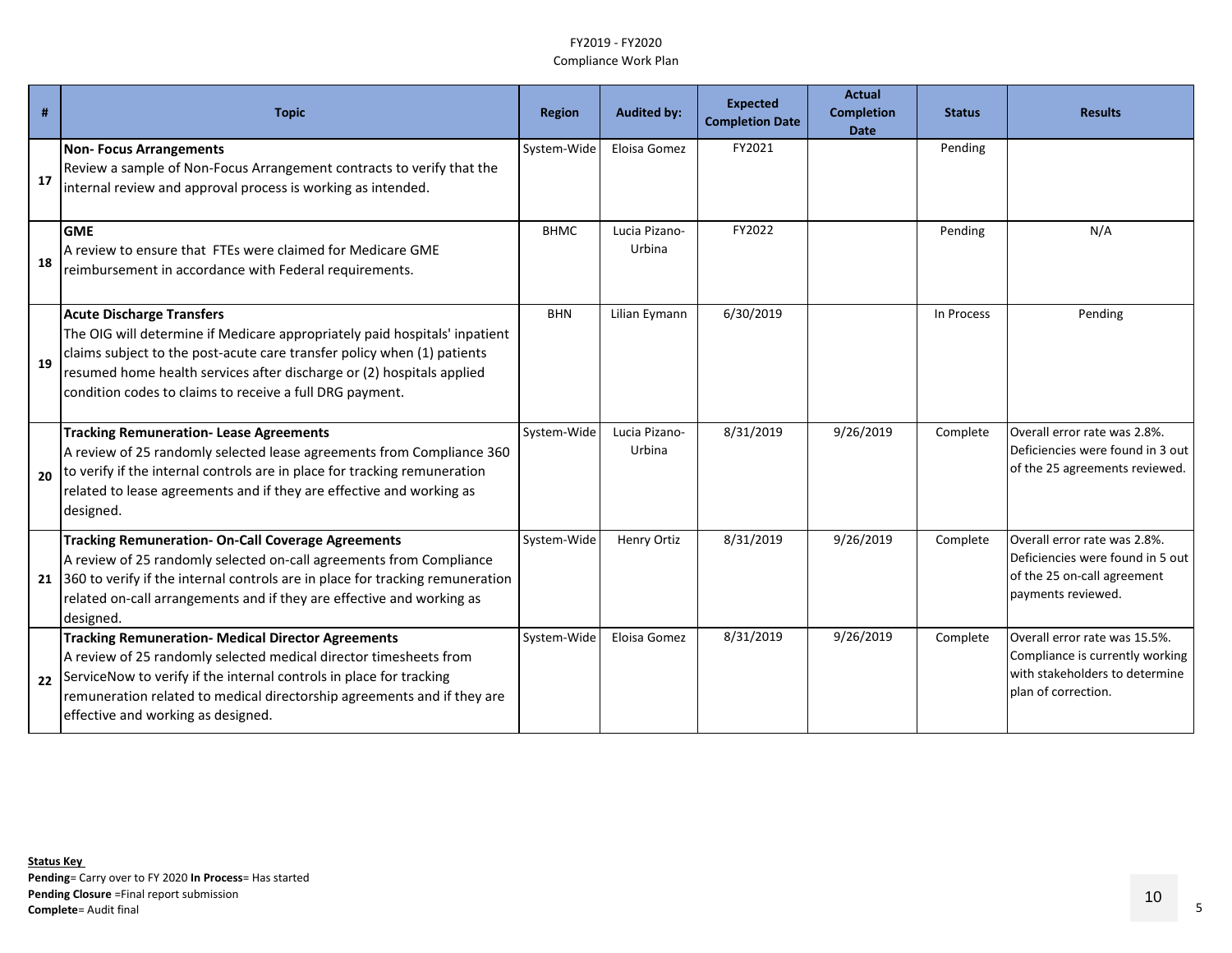FY2019 - FY2020
Compliance Work Plan

| # | Topic | Region | Audited by: | Expected Completion Date | Actual Completion Date | Status | Results |
|---|---|---|---|---|---|---|---|
| 17 | **Non- Focus Arrangements** Review a sample of Non-Focus Arrangement contracts to verify that the internal review and approval process is working as intended. | System-Wide | Eloisa Gomez | FY2021 | | Pending | |
| 18 | **GME** A review to ensure that FTEs were claimed for Medicare GME reimbursement in accordance with Federal requirements. | BHMC | Lucia Pizano-Urbina | FY2022 | | Pending | N/A |
| 19 | **Acute Discharge Transfers** The OIG will determine if Medicare appropriately paid hospitals' inpatient claims subject to the post-acute care transfer policy when (1) patients resumed home health services after discharge or (2) hospitals applied condition codes to claims to receive a full DRG payment. | BHN | Lilian Eymann | 6/30/2019 | | In Process | Pending |
| 20 | **Tracking Remuneration- Lease Agreements** A review of 25 randomly selected lease agreements from Compliance 360 to verify if the internal controls are in place for tracking remuneration related to lease agreements and if they are effective and working as designed. | System-Wide | Lucia Pizano-Urbina | 8/31/2019 | 9/26/2019 | Complete | Overall error rate was 2.8%. Deficiencies were found in 3 out of the 25 agreements reviewed. |
| 21 | **Tracking Remuneration- On-Call Coverage Agreements** A review of 25 randomly selected on-call agreements from Compliance 360 to verify if the internal controls are in place for tracking remuneration related on-call arrangements and if they are effective and working as designed. | System-Wide | Henry Ortiz | 8/31/2019 | 9/26/2019 | Complete | Overall error rate was 2.8%. Deficiencies were found in 5 out of the 25 on-call agreement payments reviewed. |
| 22 | **Tracking Remuneration- Medical Director Agreements** A review of 25 randomly selected medical director timesheets from ServiceNow to verify if the internal controls in place for tracking remuneration related to medical directorship agreements and if they are effective and working as designed. | System-Wide | Eloisa Gomez | 8/31/2019 | 9/26/2019 | Complete | Overall error rate was 15.5%. Compliance is currently working with stakeholders to determine plan of correction. |

**Status Key**
**Pending**= Carry over to FY 2020 **In Process**= Has started
**Pending Closure** =Final report submission
**Complete**= Audit final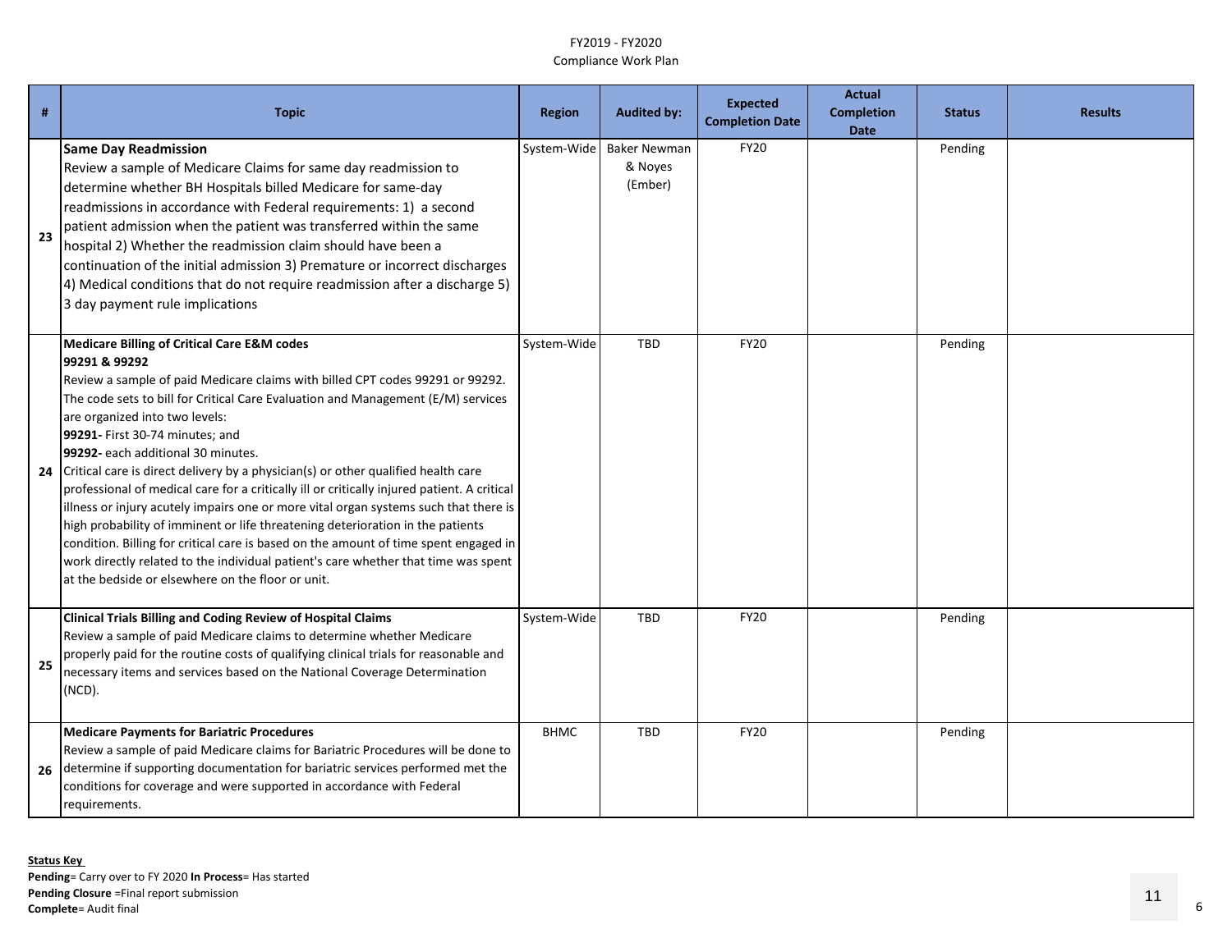FY2019 - FY2020
Compliance Work Plan

| # | Topic | Region | Audited by: | Expected Completion Date | Actual Completion Date | Status | Results |
|---|---|---|---|---|---|---|---|
| 23 | **Same Day Readmission**<br>Review a sample of Medicare Claims for same day readmission to determine whether BH Hospitals billed Medicare for same-day readmissions in accordance with Federal requirements: 1) a second patient admission when the patient was transferred within the same hospital 2) Whether the readmission claim should have been a continuation of the initial admission 3) Premature or incorrect discharges 4) Medical conditions that do not require readmission after a discharge 5) 3 day payment rule implications | System-Wide | Baker Newman & Noyes (Ember) | FY20 | | Pending | |
| 24 | **Medicare Billing of Critical Care E&M codes 99291 & 99292**<br>Review a sample of paid Medicare claims with billed CPT codes 99291 or 99292. The code sets to bill for Critical Care Evaluation and Management (E/M) services are organized into two levels:<br>**99291-** First 30-74 minutes; and<br>**99292-** each additional 30 minutes.<br>Critical care is direct delivery by a physician(s) or other qualified health care professional of medical care for a critically ill or critically injured patient. A critical illness or injury acutely impairs one or more vital organ systems such that there is high probability of imminent or life threatening deterioration in the patients condition. Billing for critical care is based on the amount of time spent engaged in work directly related to the individual patient's care whether that time was spent at the bedside or elsewhere on the floor or unit. | System-Wide | TBD | FY20 | | Pending | |
| 25 | **Clinical Trials Billing and Coding Review of Hospital Claims**<br>Review a sample of paid Medicare claims to determine whether Medicare properly paid for the routine costs of qualifying clinical trials for reasonable and necessary items and services based on the National Coverage Determination (NCD). | System-Wide | TBD | FY20 | | Pending | |
| 26 | **Medicare Payments for Bariatric Procedures**<br>Review a sample of paid Medicare claims for Bariatric Procedures will be done to determine if supporting documentation for bariatric services performed met the conditions for coverage and were supported in accordance with Federal requirements. | BHMC | TBD | FY20 | | Pending | |

**Status Key**
**Pending**= Carry over to FY 2020 **In Process**= Has started
**Pending Closure** =Final report submission
**Complete**= Audit final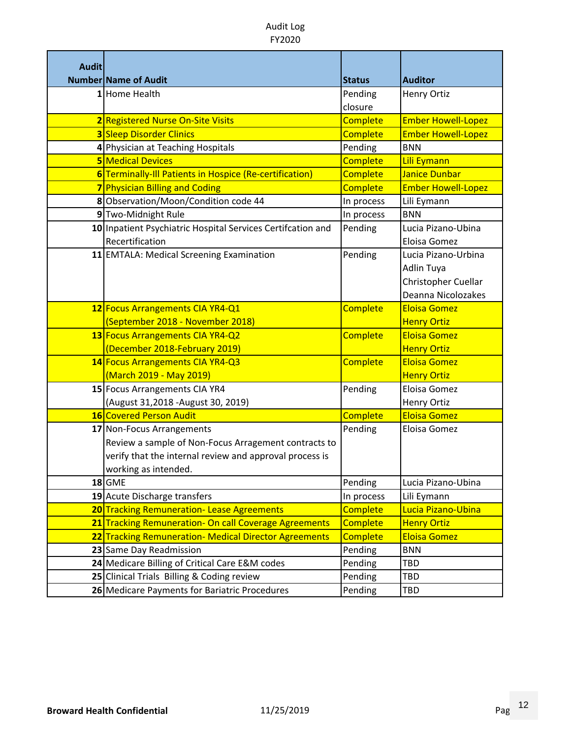# Audit Log
## FY2020

| Audit Number | Name of Audit | Status | Auditor |
|---|---|---|---|
| 1 | Home Health | Pending closure | Henry Ortiz |
| 2 | Registered Nurse On-Site Visits | Complete | Ember Howell-Lopez |
| 3 | Sleep Disorder Clinics | Complete | Ember Howell-Lopez |
| 4 | Physician at Teaching Hospitals | Pending | BNN |
| 5 | Medical Devices | Complete | Lili Eymann |
| 6 | Terminally-Ill Patients in Hospice (Re-certification) | Complete | Janice Dunbar |
| 7 | Physician Billing and Coding | Complete | Ember Howell-Lopez |
| 8 | Observation/Moon/Condition code 44 | In process | Lili Eymann |
| 9 | Two-Midnight Rule | In process | BNN |
| 10 | Inpatient Psychiatric Hospital Services Certifcation and Recertification | Pending | Lucia Pizano-Ubina<br>Eloisa Gomez |
| 11 | EMTALA: Medical Screening Examination | Pending | Lucia Pizano-Urbina<br>Adlin Tuya<br>Christopher Cuellar<br>Deanna Nicolozakes |
| 12 | Focus Arrangements CIA YR4-Q1<br>(September 2018 - November 2018) | Complete | Eloisa Gomez<br>Henry Ortiz |
| 13 | Focus Arrangements CIA YR4-Q2<br>(December 2018-February 2019) | Complete | Eloisa Gomez<br>Henry Ortiz |
| 14 | Focus Arrangements CIA YR4-Q3<br>(March 2019 - May 2019) | Complete | Eloisa Gomez<br>Henry Ortiz |
| 15 | Focus Arrangements CIA YR4<br>(August 31,2018 -August 30, 2019) | Pending | Eloisa Gomez<br>Henry Ortiz |
| 16 | Covered Person Audit | Complete | Eloisa Gomez |
| 17 | Non-Focus Arrangements<br>Review a sample of Non-Focus Arragement contracts to verify that the internal review and approval process is working as intended. | Pending | Eloisa Gomez |
| 18 | GME | Pending | Lucia Pizano-Ubina |
| 19 | Acute Discharge transfers | In process | Lili Eymann |
| 20 | Tracking Remuneration- Lease Agreements | Complete | Lucia Pizano-Ubina |
| 21 | Tracking Remuneration- On call Coverage Agreements | Complete | Henry Ortiz |
| 22 | Tracking Remuneration- Medical Director Agreements | Complete | Eloisa Gomez |
| 23 | Same Day Readmission | Pending | BNN |
| 24 | Medicare Billing of Critical Care E&M codes | Pending | TBD |
| 25 | Clinical Trials Billing & Coding review | Pending | TBD |
| 26 | Medicare Payments for Bariatric Procedures | Pending | TBD |

**Broward Health Confidential** 11/25/2019